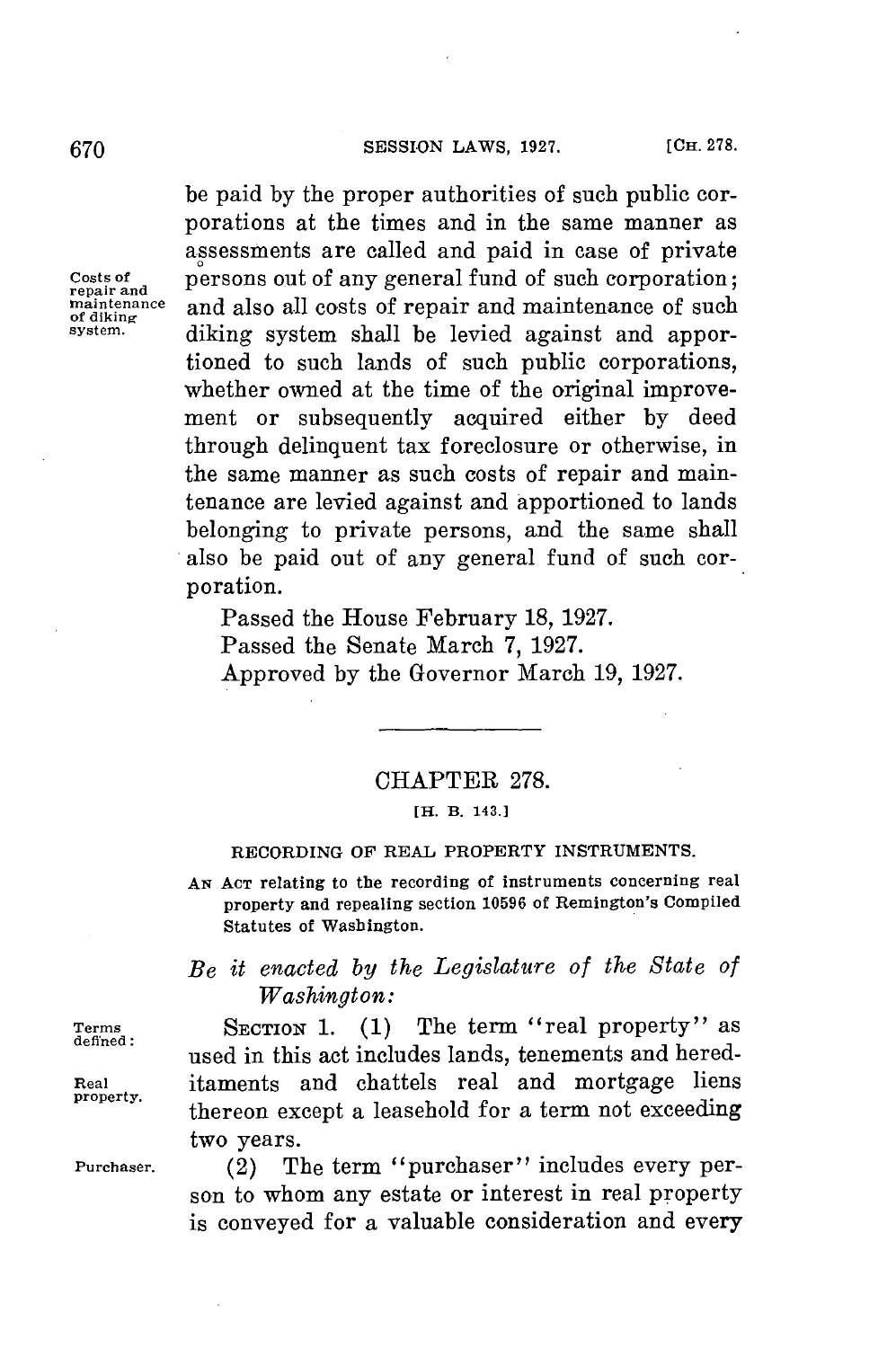be paid by the proper authorities of such public corporations at the times and in the same manner as assessments are called and paid in case of private persons out of any general fund of such corporation; and also all costs of repair and maintenance of such diking system shall be levied against and apportioned to such lands of such public corporations, whether owned at the time of the original improvement or subsequently acquired either by deed through delinquent tax foreclosure or otherwise, in the same manner as such costs of repair and maintenance are levied against and apportioned to lands belonging to private persons, and the same shall also be paid out of any general fund of such corporation.

Costs of repair and maintenance of diking system.

Passed the House February 18, 1927.
Passed the Senate March 7, 1927.
Approved by the Governor March 19, 1927.

---

## CHAPTER 278.

[H. B. 143.]

### RECORDING OF REAL PROPERTY INSTRUMENTS.

AN ACT relating to the recording of instruments concerning real property and repealing section 10596 of Remington's Compiled Statutes of Washington.

*Be it enacted by the Legislature of the State of Washington:*

Terms defined: Real property.

SECTION 1. (1) The term "real property" as used in this act includes lands, tenements and hereditaments and chattels real and mortgage liens thereon except a leasehold for a term not exceeding two years.

Purchaser.

(2) The term "purchaser" includes every person to whom any estate or interest in real property is conveyed for a valuable consideration and every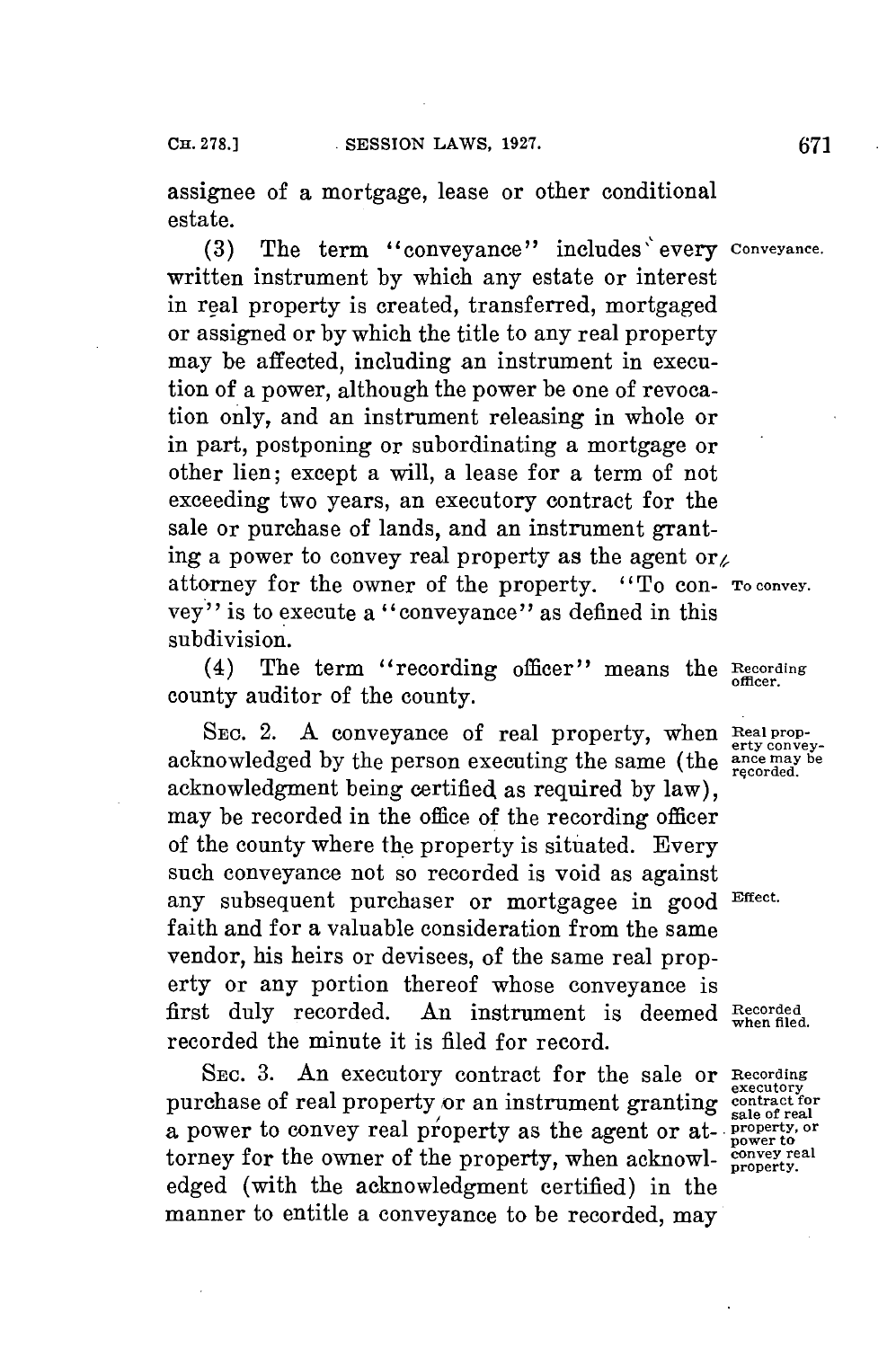assignee of a mortgage, lease or other conditional estate.

(3) The term "conveyance" includes every written instrument by which any estate or interest in real property is created, transferred, mortgaged or assigned or by which the title to any real property may be affected, including an instrument in execution of a power, although the power be one of revocation only, and an instrument releasing in whole or in part, postponing or subordinating a mortgage or other lien; except a will, a lease for a term of not exceeding two years, an executory contract for the sale or purchase of lands, and an instrument granting a power to convey real property as the agent or attorney for the owner of the property. "To convey" is to execute a "conveyance" as defined in this subdivision.

(4) The term "recording officer" means the county auditor of the county.

SEC. 2. A conveyance of real property, when acknowledged by the person executing the same (the acknowledgment being certified as required by law), may be recorded in the office of the recording officer of the county where the property is situated. Every such conveyance not so recorded is void as against any subsequent purchaser or mortgagee in good faith and for a valuable consideration from the same vendor, his heirs or devisees, of the same real property or any portion thereof whose conveyance is first duly recorded. An instrument is deemed recorded the minute it is filed for record.

SEC. 3. An executory contract for the sale or purchase of real property or an instrument granting a power to convey real property as the agent or attorney for the owner of the property, when acknowledged (with the acknowledgment certified) in the manner to entitle a conveyance to be recorded, may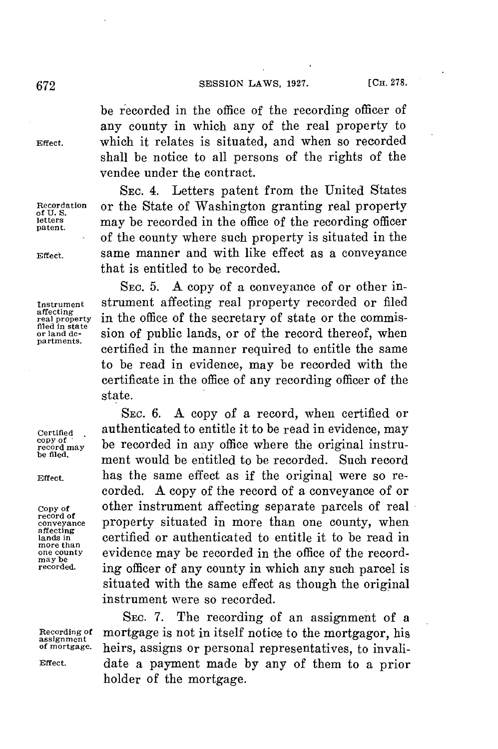be recorded in the office of the recording officer of any county in which any of the real property to which it relates is situated, and when so recorded shall be notice to all persons of the rights of the vendee under the contract.

Effect.

SEC. 4. Letters patent from the United States or the State of Washington granting real property may be recorded in the office of the recording officer of the county where such property is situated in the same manner and with like effect as a conveyance that is entitled to be recorded.

Recordation of U. S. letters patent.

Effect.

SEC. 5. A copy of a conveyance of or other instrument affecting real property recorded or filed in the office of the secretary of state or the commission of public lands, or of the record thereof, when certified in the manner required to entitle the same to be read in evidence, may be recorded with the certificate in the office of any recording officer of the state.

Instrument affecting real property filed in state or land departments.

SEC. 6. A copy of a record, when certified or authenticated to entitle it to be read in evidence, may be recorded in any office where the original instrument would be entitled to be recorded. Such record has the same effect as if the original were so recorded. A copy of the record of a conveyance of or other instrument affecting separate parcels of real property situated in more than one county, when certified or authenticated to entitle it to be read in evidence may be recorded in the office of the recording officer of any county in which any such parcel is situated with the same effect as though the original instrument were so recorded.

Certified copy of record may be filed.

Effect.

Copy of record of conveyance affecting lands in more than one county may be recorded.

SEC. 7. The recording of an assignment of a mortgage is not in itself notice to the mortgagor, his heirs, assigns or personal representatives, to invalidate a payment made by any of them to a prior holder of the mortgage.

Recording of assignment of mortgage.

Effect.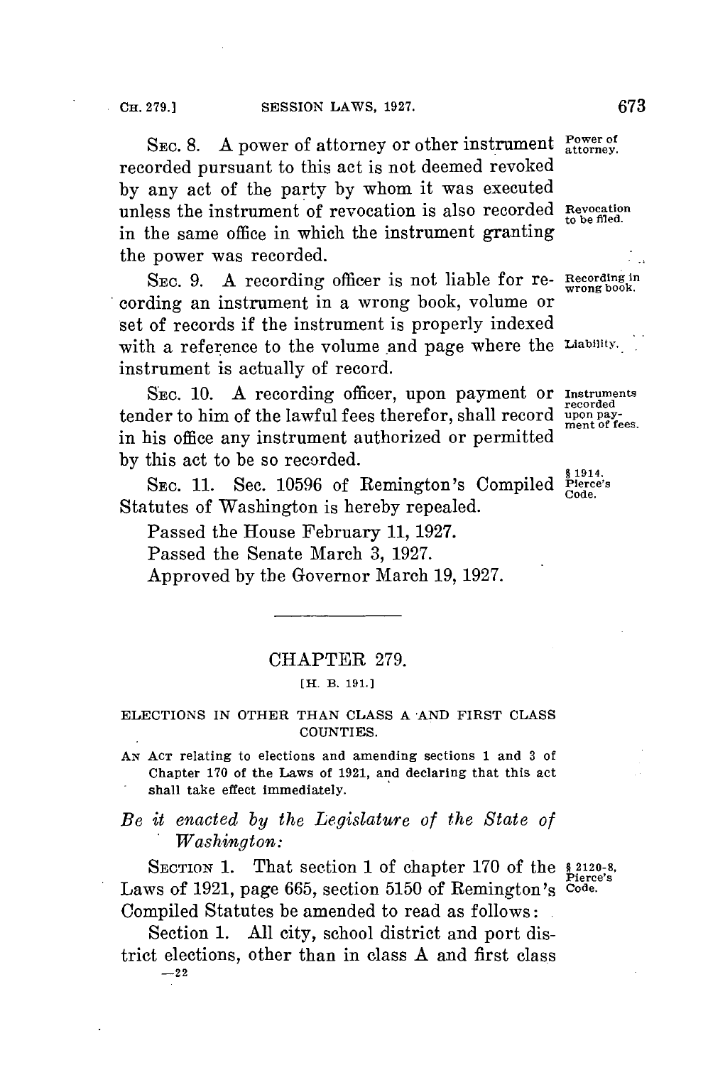SEC. 8. A power of attorney or other instrument recorded pursuant to this act is not deemed revoked by any act of the party by whom it was executed unless the instrument of revocation is also recorded in the same office in which the instrument granting the power was recorded.

Power of attorney.

Revocation to be filed.

SEC. 9. A recording officer is not liable for recording an instrument in a wrong book, volume or set of records if the instrument is properly indexed with a reference to the volume and page where the instrument is actually of record.

Recording in wrong book.

Liability.

SEC. 10. A recording officer, upon payment or tender to him of the lawful fees therefor, shall record in his office any instrument authorized or permitted by this act to be so recorded.

Instruments recorded upon payment of fees.

SEC. 11. Sec. 10596 of Remington's Compiled Statutes of Washington is hereby repealed.

§ 1914, Pierce's Code.

Passed the House February 11, 1927.

Passed the Senate March 3, 1927.

Approved by the Governor March 19, 1927.

---

## CHAPTER 279.

[H. B. 191.]

### ELECTIONS IN OTHER THAN CLASS A AND FIRST CLASS COUNTIES.

AN ACT relating to elections and amending sections 1 and 3 of Chapter 170 of the Laws of 1921, and declaring that this act shall take effect immediately.

*Be it enacted by the Legislature of the State of Washington:*

SECTION 1. That section 1 of chapter 170 of the Laws of 1921, page 665, section 5150 of Remington's Compiled Statutes be amended to read as follows:

§ 2120-8, Pierce's Code.

Section 1. All city, school district and port district elections, other than in class A and first class

—22